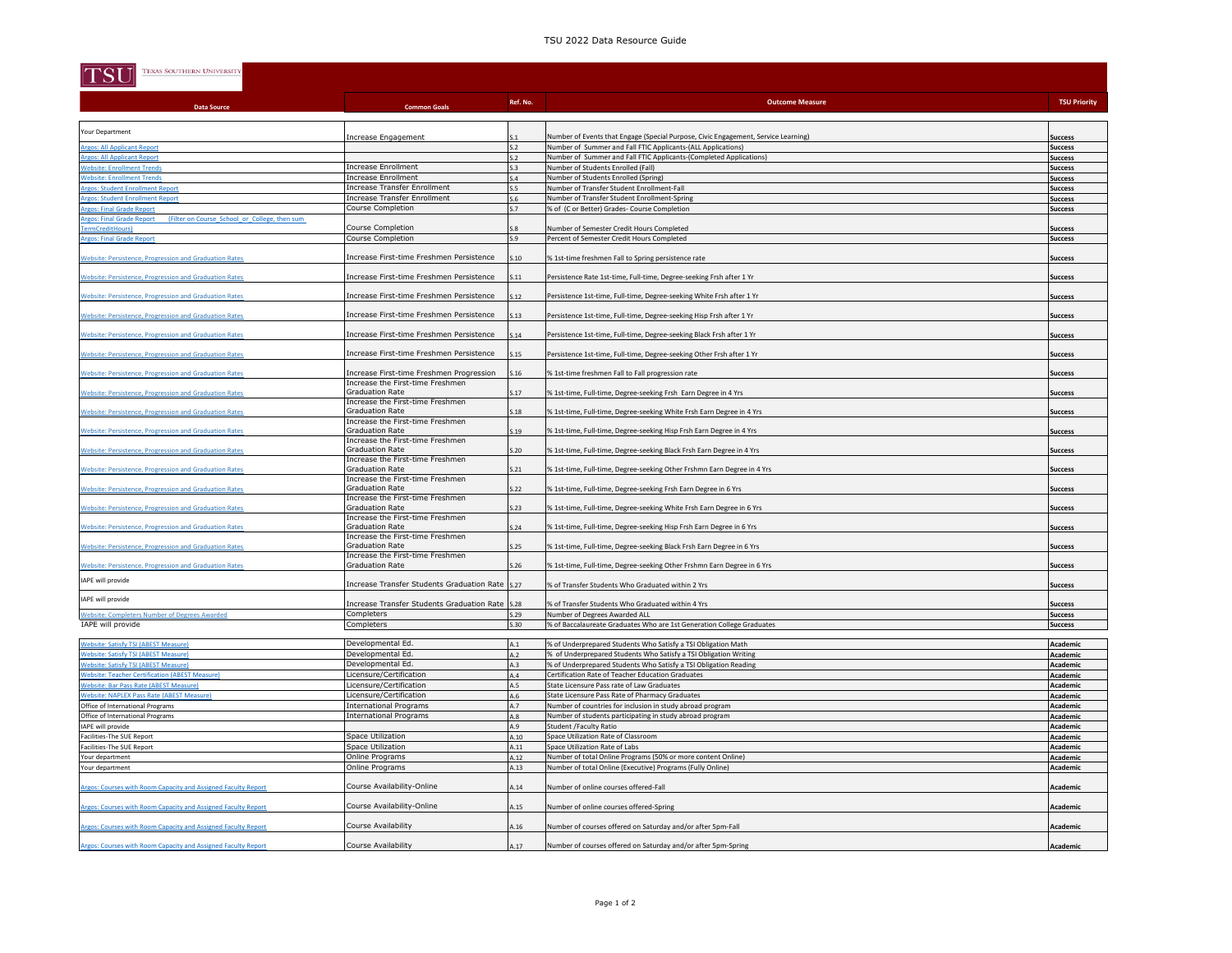# TSU 2022 Data Resource Guide

TSU TEXAS SOUTHERN UNIVERSITY

| Data Source | Common Goals | Ref. No. | Outcome Measure | TSU Priority |
|---|---|---|---|---|
| Your Department | Increase Engagement | S.1 | Number of Events that Engage (Special Purpose, Civic Engagement, Service Learning) | Success |
| Argos: All Applicant Report | | S.2 | Number of Summer and Fall FTIC Applicants-(ALL Applications) | Success |
| Argos: All Applicant Report | | S.2 | Number of Summer and Fall FTIC Applicants-(Completed Applications) | Success |
| Website: Enrollment Trends | Increase Enrollment | S.3 | Number of Students Enrolled (Fall) | Success |
| Website: Enrollment Trends | Increase Enrollment | S.4 | Number of Students Enrolled (Spring) | Success |
| Argos: Student Enrollment Report | Increase Transfer Enrollment | S.5 | Number of Transfer Student Enrollment-Fall | Success |
| Argos: Student Enrollment Report | Increase Transfer Enrollment | S.6 | Number of Transfer Student Enrollment-Spring | Success |
| Argos: Final Grade Report | Course Completion | S.7 | % of (C or Better) Grades- Course Completion | Success |
| Argos: Final Grade Report (Filter on Course_School_or_College, then sum TermCreditHours) | Course Completion | S.8 | Number of Semester Credit Hours Completed | Success |
| Argos: Final Grade Report | Course Completion | S.9 | Percent of Semester Credit Hours Completed | Success |
| Website: Persistence, Progression and Graduation Rates | Increase First-time Freshmen Persistence | S.10 | % 1st-time freshmen Fall to Spring persistence rate | Success |
| Website: Persistence, Progression and Graduation Rates | Increase First-time Freshmen Persistence | S.11 | Persistence Rate 1st-time, Full-time, Degree-seeking Frsh after 1 Yr | Success |
| Website: Persistence, Progression and Graduation Rates | Increase First-time Freshmen Persistence | S.12 | Persistence 1st-time, Full-time, Degree-seeking White Frsh after 1 Yr | Success |
| Website: Persistence, Progression and Graduation Rates | Increase First-time Freshmen Persistence | S.13 | Persistence 1st-time, Full-time, Degree-seeking Hisp Frsh after 1 Yr | Success |
| Website: Persistence, Progression and Graduation Rates | Increase First-time Freshmen Persistence | S.14 | Persistence 1st-time, Full-time, Degree-seeking Black Frsh after 1 Yr | Success |
| Website: Persistence, Progression and Graduation Rates | Increase First-time Freshmen Persistence | S.15 | Persistence 1st-time, Full-time, Degree-seeking Other Frsh after 1 Yr | Success |
| Website: Persistence, Progression and Graduation Rates | Increase First-time Freshmen Progression | S.16 | % 1st-time freshmen Fall to Fall progression rate | Success |
| Website: Persistence, Progression and Graduation Rates | Increase the First-time Freshmen Graduation Rate | S.17 | % 1st-time, Full-time, Degree-seeking Frsh Earn Degree in 4 Yrs | Success |
| Website: Persistence, Progression and Graduation Rates | Increase the First-time Freshmen Graduation Rate | S.18 | % 1st-time, Full-time, Degree-seeking White Frsh Earn Degree in 4 Yrs | Success |
| Website: Persistence, Progression and Graduation Rates | Increase the First-time Freshmen Graduation Rate | S.19 | % 1st-time, Full-time, Degree-seeking Hisp Frsh Earn Degree in 4 Yrs | Success |
| Website: Persistence, Progression and Graduation Rates | Increase the First-time Freshmen Graduation Rate | S.20 | % 1st-time, Full-time, Degree-seeking Black Frsh Earn Degree in 4 Yrs | Success |
| Website: Persistence, Progression and Graduation Rates | Increase the First-time Freshmen Graduation Rate | S.21 | % 1st-time, Full-time, Degree-seeking Other Frshmn Earn Degree in 4 Yrs | Success |
| Website: Persistence, Progression and Graduation Rates | Increase the First-time Freshmen Graduation Rate | S.22 | % 1st-time, Full-time, Degree-seeking Frsh Earn Degree in 6 Yrs | Success |
| Website: Persistence, Progression and Graduation Rates | Increase the First-time Freshmen Graduation Rate | S.23 | % 1st-time, Full-time, Degree-seeking White Frsh Earn Degree in 6 Yrs | Success |
| Website: Persistence, Progression and Graduation Rates | Increase the First-time Freshmen Graduation Rate | S.24 | % 1st-time, Full-time, Degree-seeking Hisp Frsh Earn Degree in 6 Yrs | Success |
| Website: Persistence, Progression and Graduation Rates | Increase the First-time Freshmen Graduation Rate | S.25 | % 1st-time, Full-time, Degree-seeking Black Frsh Earn Degree in 6 Yrs | Success |
| Website: Persistence, Progression and Graduation Rates | Increase the First-time Freshmen Graduation Rate | S.26 | % 1st-time, Full-time, Degree-seeking Other Frshmn Earn Degree in 6 Yrs | Success |
| IAPE will provide | Increase Transfer Students Graduation Rate | S.27 | % of Transfer Students Who Graduated within 2 Yrs | Success |
| IAPE will provide | Increase Transfer Students Graduation Rate | S.28 | % of Transfer Students Who Graduated within 4 Yrs | Success |
| Website: Completers Number of Degrees Awarded | Completers | S.29 | Number of Degrees Awarded ALL | Success |
| IAPE will provide | Completers | S.30 | % of Baccalaureate Graduates Who are 1st Generation College Graduates | Success |
| Website: Satisfy TSI (ABEST Measure) | Developmental Ed. | A.1 | % of Underprepared Students Who Satisfy a TSI Obligation Math | Academic |
| Website: Satisfy TSI (ABEST Measure) | Developmental Ed. | A.2 | % of Underprepared Students Who Satisfy a TSI Obligation Writing | Academic |
| Website: Satisfy TSI (ABEST Measure) | Developmental Ed. | A.3 | % of Underprepared Students Who Satisfy a TSI Obligation Reading | Academic |
| Website: Teacher Certification (ABEST Measure) | Licensure/Certification | A.4 | Certification Rate of Teacher Education Graduates | Academic |
| Website: Bar Pass Rate (ABEST Measure) | Licensure/Certification | A.5 | State Licensure Pass rate of Law Graduates | Academic |
| Website: NAPLEX Pass Rate (ABEST Measure) | Licensure/Certification | A.6 | State Licensure Pass Rate of Pharmacy Graduates | Academic |
| Office of International Programs | International Programs | A.7 | Number of countries for inclusion in study abroad program | Academic |
| Office of International Programs | International Programs | A.8 | Number of students participating in study abroad program | Academic |
| IAPE will provide | | A.9 | Student /Faculty Ratio | Academic |
| Facilities-The SUE Report | Space Utilization | A.10 | Space Utilization Rate of Classroom | Academic |
| Facilities-The SUE Report | Space Utilization | A.11 | Space Utilization Rate of Labs | Academic |
| Your department | Online Programs | A.12 | Number of total Online Programs (50% or more content Online) | Academic |
| Your department | Online Programs | A.13 | Number of total Online (Executive) Programs (Fully Online) | Academic |
| Argos: Courses with Room Capacity and Assigned Faculty Report | Course Availability-Online | A.14 | Number of online courses offered-Fall | Academic |
| Argos: Courses with Room Capacity and Assigned Faculty Report | Course Availability-Online | A.15 | Number of online courses offered-Spring | Academic |
| Argos: Courses with Room Capacity and Assigned Faculty Report | Course Availability | A.16 | Number of courses offered on Saturday and/or after 5pm-Fall | Academic |
| Argos: Courses with Room Capacity and Assigned Faculty Report | Course Availability | A.17 | Number of courses offered on Saturday and/or after 5pm-Spring | Academic |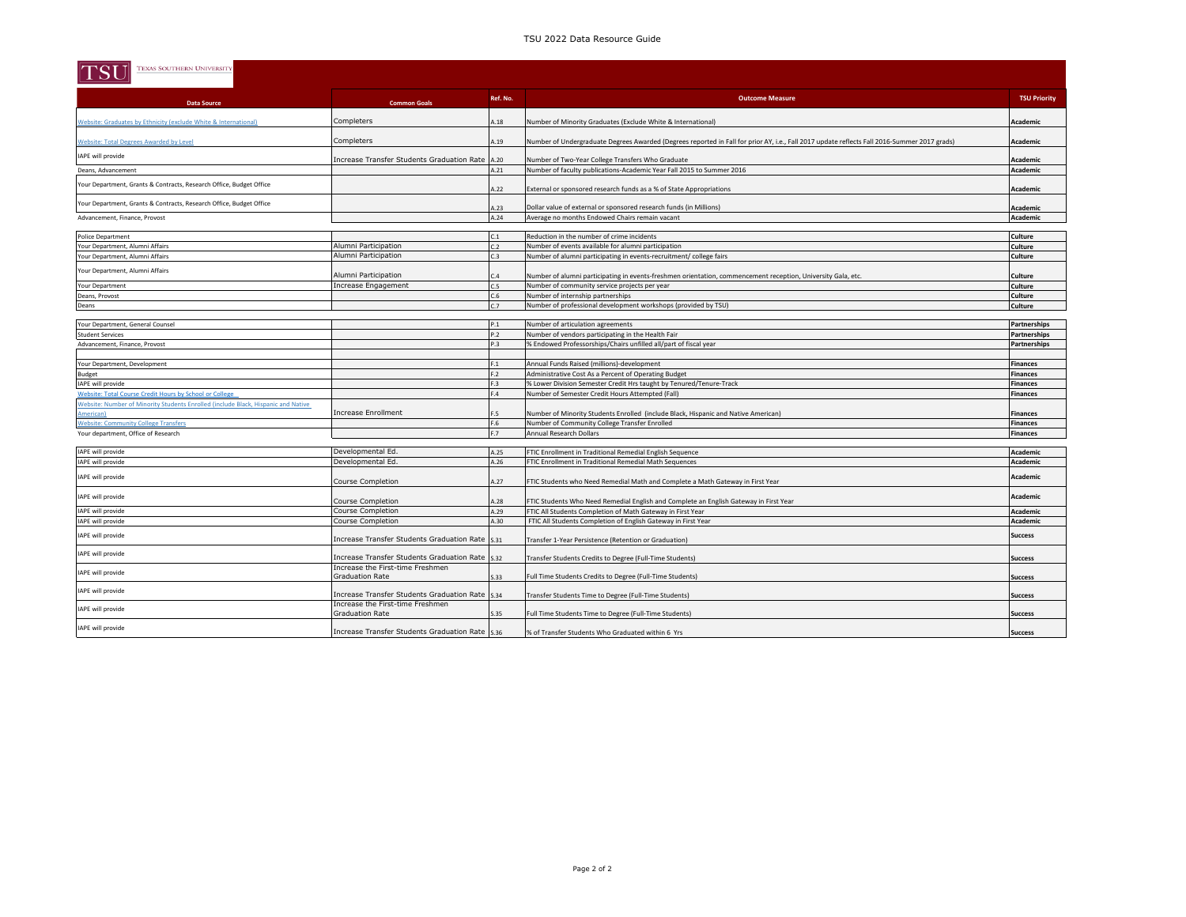| Data Source | Common Goals | Ref. No. | Outcome Measure | TSU Priority |
|---|---|---|---|---|
| Website: Graduates by Ethnicity (exclude White & International) | Completers | A.18 | Number of Minority Graduates (Exclude White & International) | Academic |
| Website: Total Degrees Awarded by Level | Completers | A.19 | Number of Undergraduate Degrees Awarded (Degrees reported in Fall for prior AY, i.e., Fall 2017 update reflects Fall 2016-Summer 2017 grads) | Academic |
| IAPE will provide | Increase Transfer Students Graduation Rate | A.20 | Number of Two-Year College Transfers Who Graduate | Academic |
| Deans, Advancement | | A.21 | Number of faculty publications-Academic Year Fall 2015 to Summer 2016 | Academic |
| Your Department, Grants & Contracts, Research Office, Budget Office | | A.22 | External or sponsored research funds as a % of State Appropriations | Academic |
| Your Department, Grants & Contracts, Research Office, Budget Office | | A.23 | Dollar value of external or sponsored research funds (in Millions) | Academic |
| Advancement, Finance, Provost | | A.24 | Average no months Endowed Chairs remain vacant | Academic |
| Police Department | | C.1 | Reduction in the number of crime incidents | Culture |
| Your Department, Alumni Affairs | Alumni Participation | C.2 | Number of events available for alumni participation | Culture |
| Your Department, Alumni Affairs | Alumni Participation | C.3 | Number of alumni participating in events-recruitment/ college fairs | Culture |
| Your Department, Alumni Affairs | Alumni Participation | C.4 | Number of alumni participating in events-freshmen orientation, commencement reception, University Gala, etc. | Culture |
| Your Department | Increase Engagement | C.5 | Number of community service projects per year | Culture |
| Deans, Provost | | C.6 | Number of internship partnerships | Culture |
| Deans | | C.7 | Number of professional development workshops (provided by TSU) | Culture |
| Your Department, General Counsel | | P.1 | Number of articulation agreements | Partnerships |
| Student Services | | P.2 | Number of vendors participating in the Health Fair | Partnerships |
| Advancement, Finance, Provost | | P.3 | % Endowed Professorships/Chairs unfilled all/part of fiscal year | Partnerships |
| Your Department, Development | | F.1 | Annual Funds Raised (millions)-development | Finances |
| Budget | | F.2 | Administrative Cost As a Percent of Operating Budget | Finances |
| IAPE will provide | | F.3 | % Lower Division Semester Credit Hrs taught by Tenured/Tenure-Track | Finances |
| Website: Total Course Credit Hours by School or College | | F.4 | Number of Semester Credit Hours Attempted (Fall) | Finances |
| Website: Number of Minority Students Enrolled (include Black, Hispanic and Native American) | Increase Enrollment | F.5 | Number of Minority Students Enrolled (include Black, Hispanic and Native American) | Finances |
| Website: Community College Transfers | | F.6 | Number of Community College Transfer Enrolled | Finances |
| Your department, Office of Research | | F.7 | Annual Research Dollars | Finances |
| IAPE will provide | Developmental Ed. | A.25 | FTIC Enrollment in Traditional Remedial English Sequence | Academic |
| IAPE will provide | Developmental Ed. | A.26 | FTIC Enrollment in Traditional Remedial Math Sequences | Academic |
| IAPE will provide | Course Completion | A.27 | FTIC Students who Need Remedial Math and Complete a Math Gateway in First Year | Academic |
| IAPE will provide | Course Completion | A.28 | FTIC Students Who Need Remedial English and Complete an English Gateway in First Year | Academic |
| IAPE will provide | Course Completion | A.29 | FTIC All Students Completion of Math Gateway in First Year | Academic |
| IAPE will provide | Course Completion | A.30 | FTIC All Students Completion of English Gateway in First Year | Academic |
| IAPE will provide | Increase Transfer Students Graduation Rate | S.31 | Transfer 1-Year Persistence (Retention or Graduation) | Success |
| IAPE will provide | Increase Transfer Students Graduation Rate | S.32 | Transfer Students Credits to Degree (Full-Time Students) | Success |
| IAPE will provide | Increase the First-time Freshmen Graduation Rate | S.33 | Full Time Students Credits to Degree (Full-Time Students) | Success |
| IAPE will provide | Increase Transfer Students Graduation Rate | S.34 | Transfer Students Time to Degree (Full-Time Students) | Success |
| IAPE will provide | Increase the First-time Freshmen Graduation Rate | S.35 | Full Time Students Time to Degree (Full-Time Students) | Success |
| IAPE will provide | Increase Transfer Students Graduation Rate | S.36 | % of Transfer Students Who Graduated within 6 Yrs | Success |